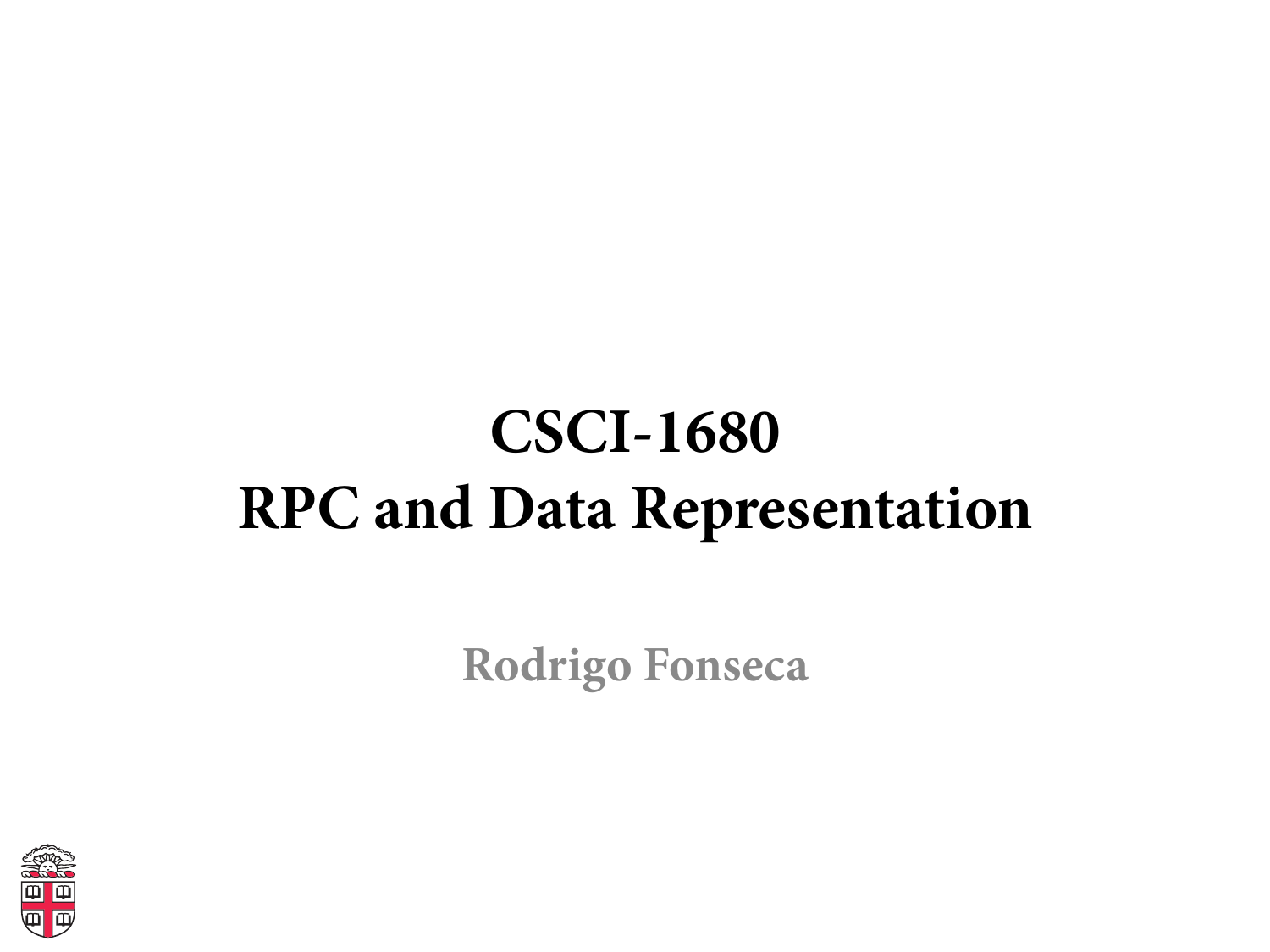# CSCI-1680
# RPC and Data Representation

**Rodrigo Fonseca**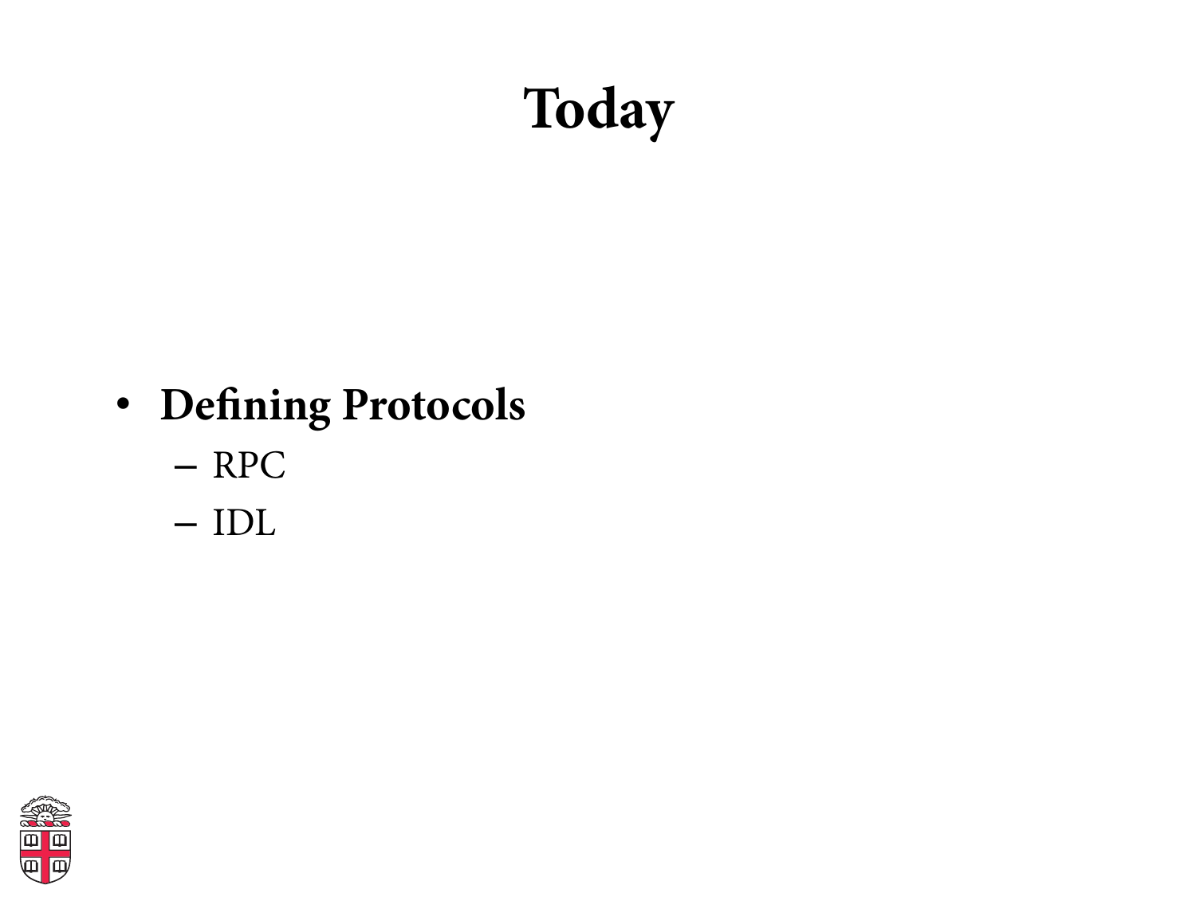# Today

- **Defining Protocols**
  - RPC
  - IDL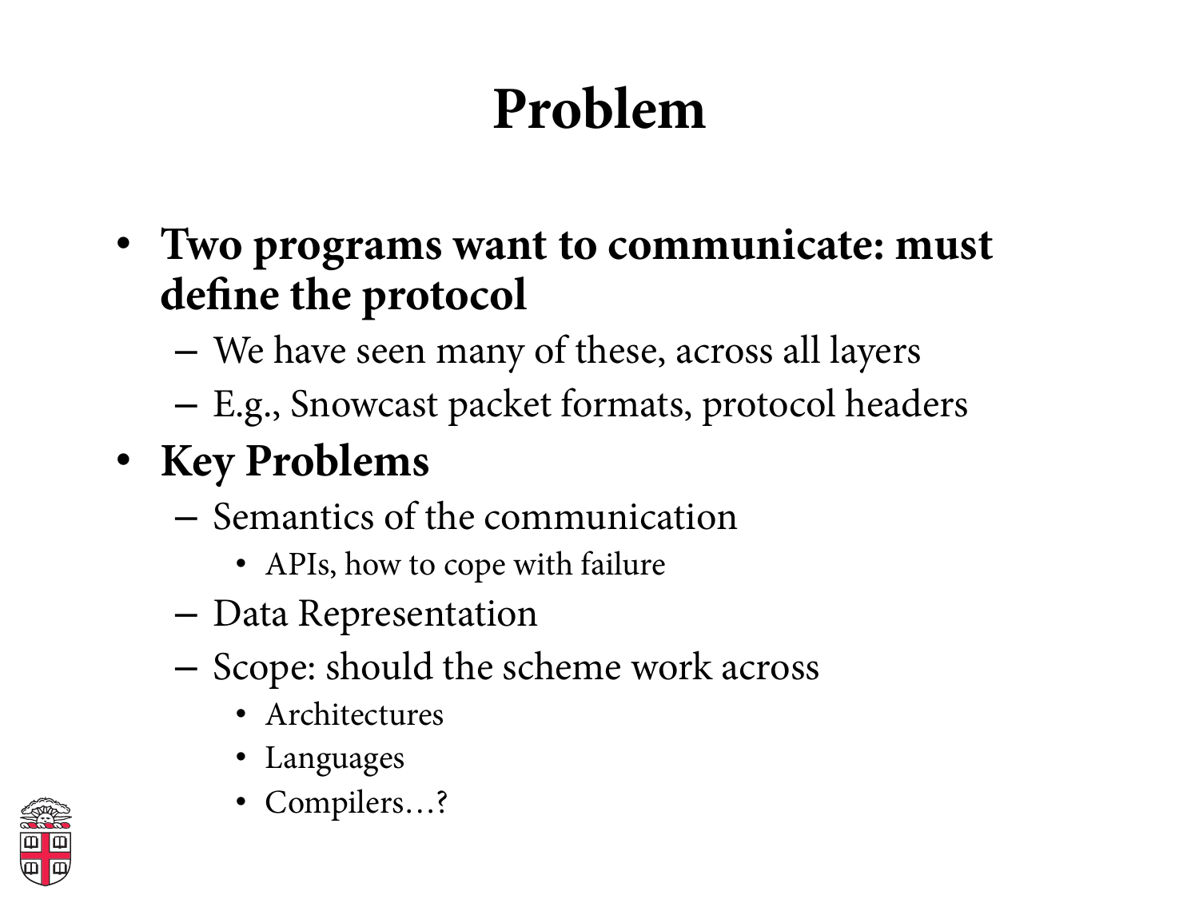# Problem

- **Two programs want to communicate: must define the protocol**
  - We have seen many of these, across all layers
  - E.g., Snowcast packet formats, protocol headers
- **Key Problems**
  - Semantics of the communication
    - APIs, how to cope with failure
  - Data Representation
  - Scope: should the scheme work across
    - Architectures
    - Languages
    - Compilers…?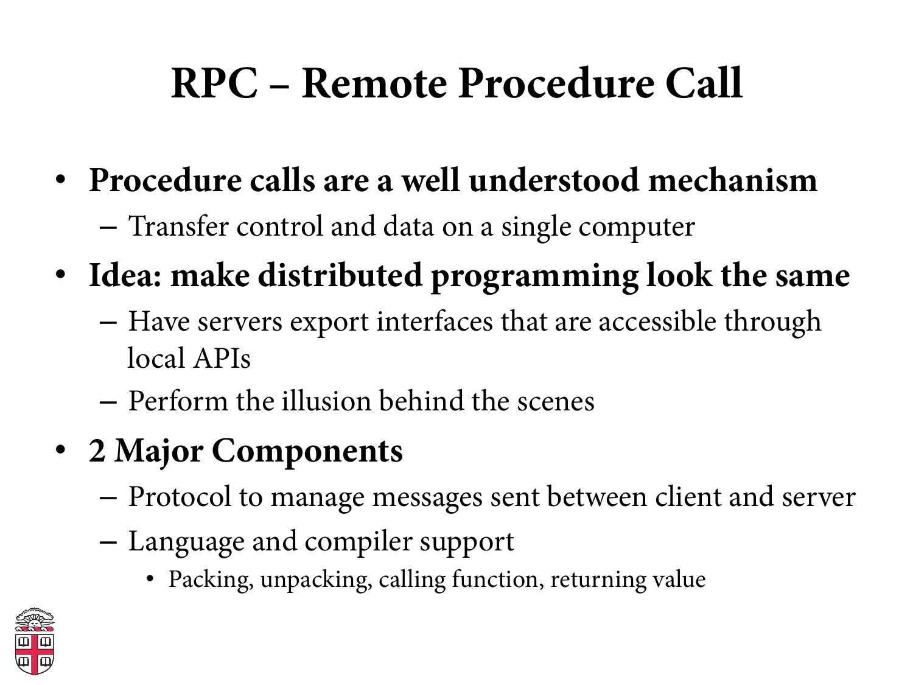# RPC – Remote Procedure Call

- **Procedure calls are a well understood mechanism**
  - Transfer control and data on a single computer
- **Idea: make distributed programming look the same**
  - Have servers export interfaces that are accessible through local APIs
  - Perform the illusion behind the scenes
- **2 Major Components**
  - Protocol to manage messages sent between client and server
  - Language and compiler support
    - Packing, unpacking, calling function, returning value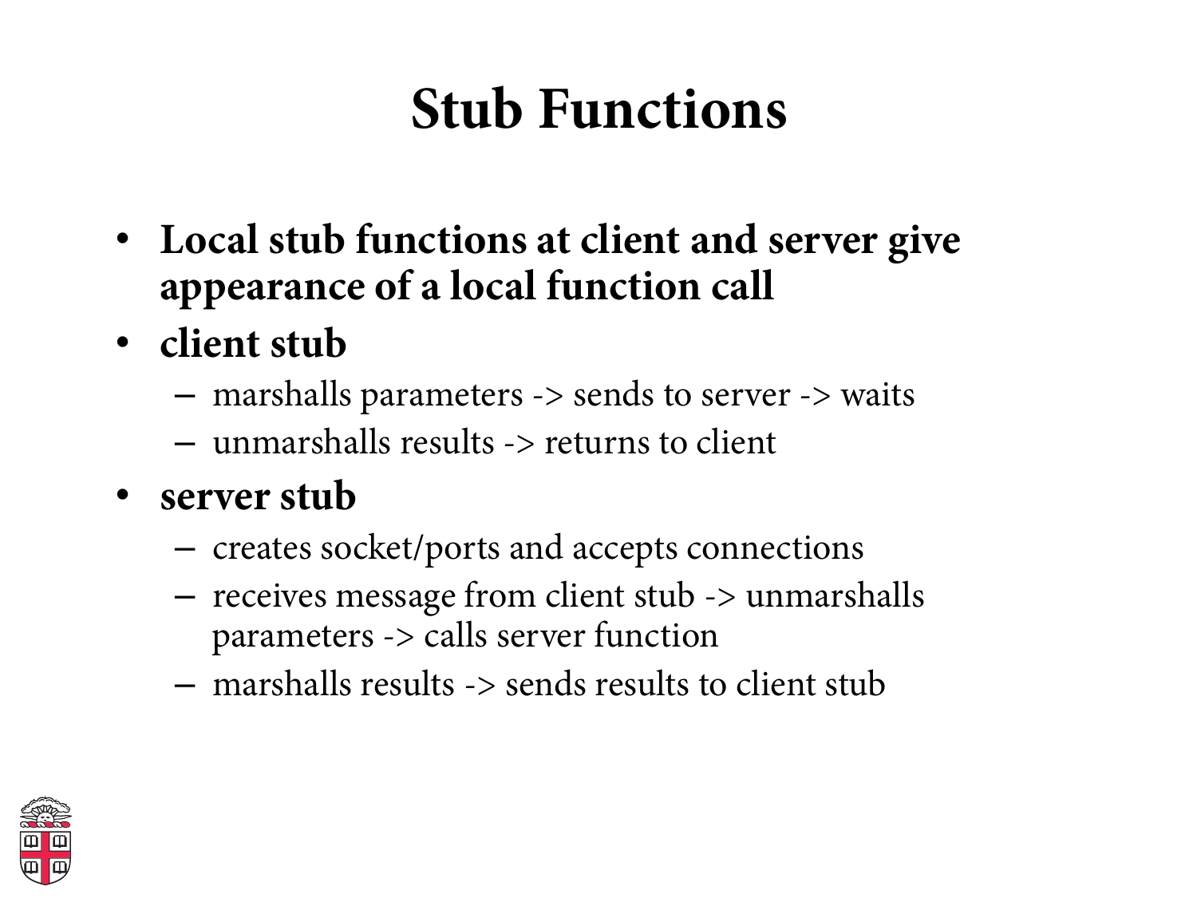# Stub Functions

- **Local stub functions at client and server give appearance of a local function call**
- **client stub**
  - marshalls parameters -> sends to server -> waits
  - unmarshalls results -> returns to client
- **server stub**
  - creates socket/ports and accepts connections
  - receives message from client stub -> unmarshalls parameters -> calls server function
  - marshalls results -> sends results to client stub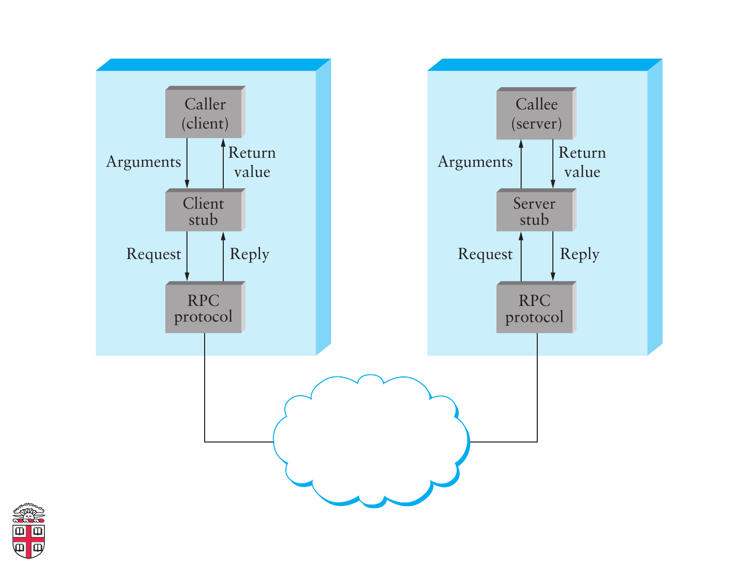Caller (client)

Arguments

Return value

Client stub

Request

Reply

RPC protocol

Callee (server)

Arguments

Return value

Server stub

Request

Reply

RPC protocol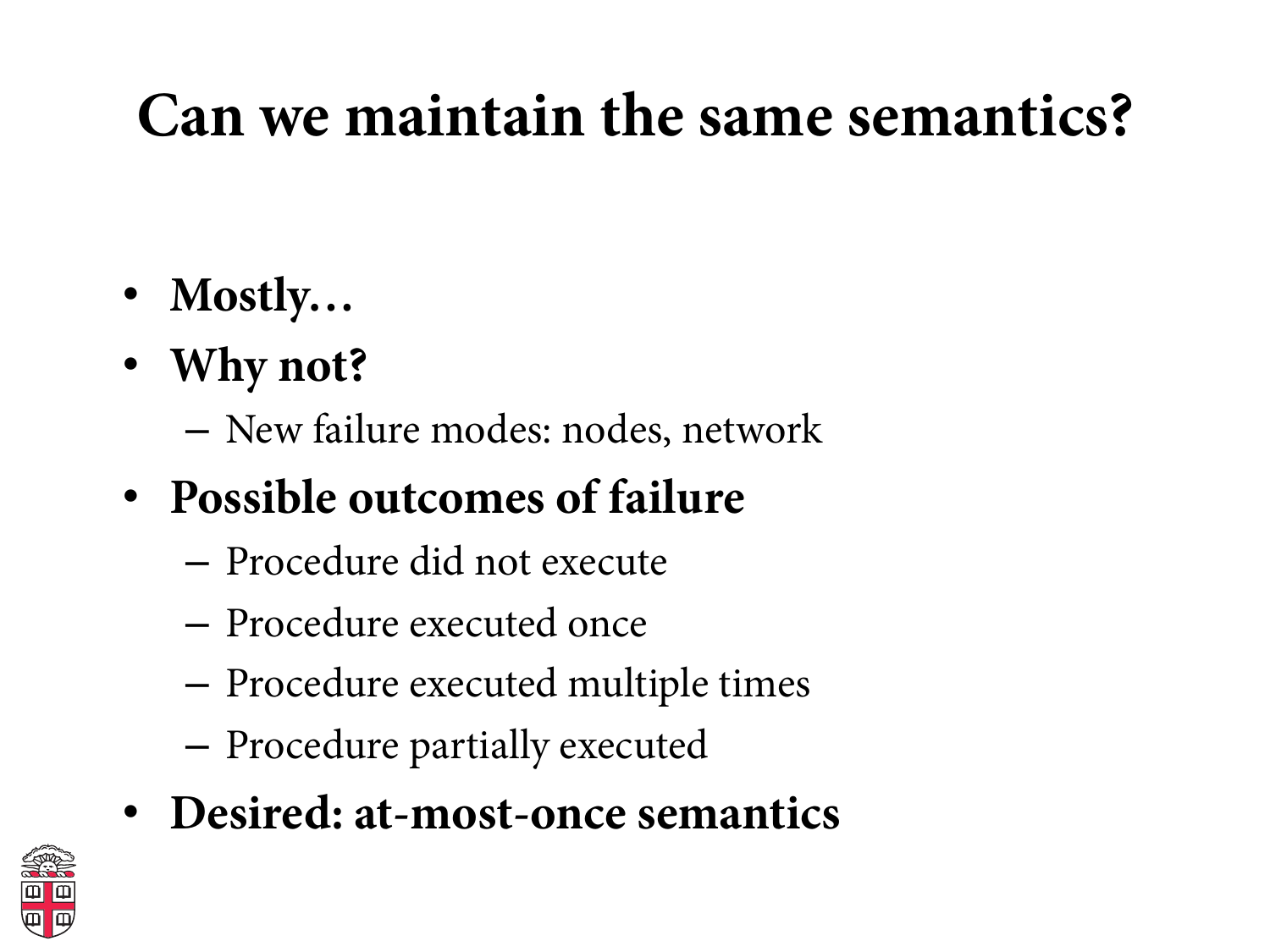# Can we maintain the same semantics?

- **Mostly…**
- **Why not?**
  - New failure modes: nodes, network
- **Possible outcomes of failure**
  - Procedure did not execute
  - Procedure executed once
  - Procedure executed multiple times
  - Procedure partially executed
- **Desired: at-most-once semantics**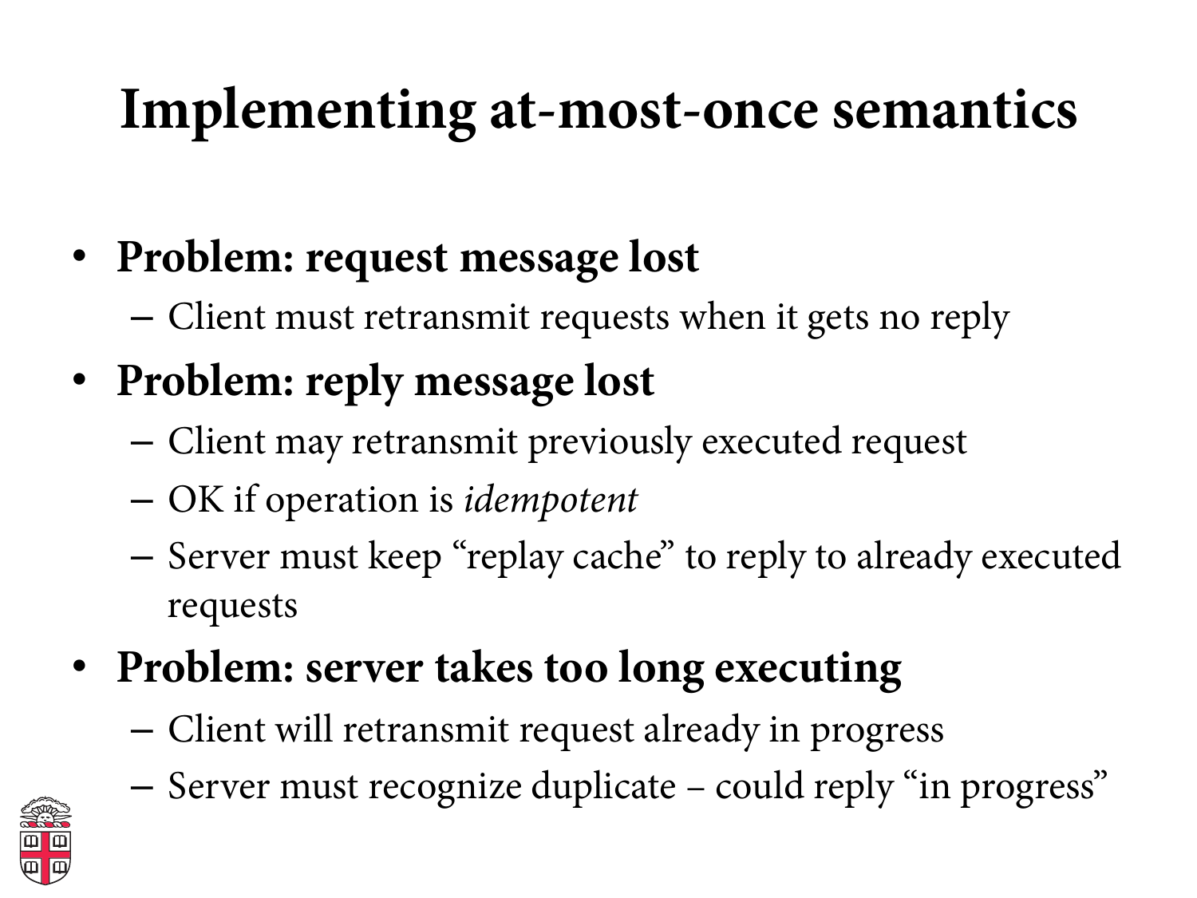# Implementing at-most-once semantics

- **Problem: request message lost**
  - Client must retransmit requests when it gets no reply
- **Problem: reply message lost**
  - Client may retransmit previously executed request
  - OK if operation is *idempotent*
  - Server must keep "replay cache" to reply to already executed requests
- **Problem: server takes too long executing**
  - Client will retransmit request already in progress
  - Server must recognize duplicate – could reply "in progress"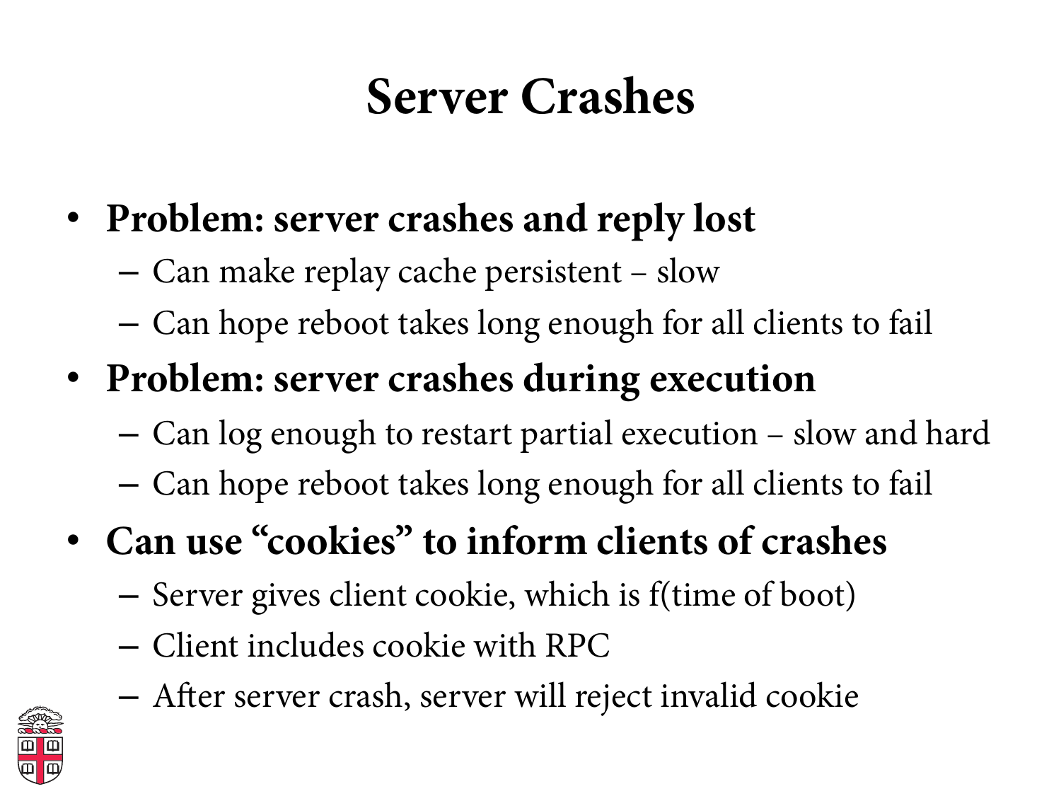# Server Crashes

- **Problem: server crashes and reply lost**
  - Can make replay cache persistent – slow
  - Can hope reboot takes long enough for all clients to fail
- **Problem: server crashes during execution**
  - Can log enough to restart partial execution – slow and hard
  - Can hope reboot takes long enough for all clients to fail
- **Can use "cookies" to inform clients of crashes**
  - Server gives client cookie, which is f(time of boot)
  - Client includes cookie with RPC
  - After server crash, server will reject invalid cookie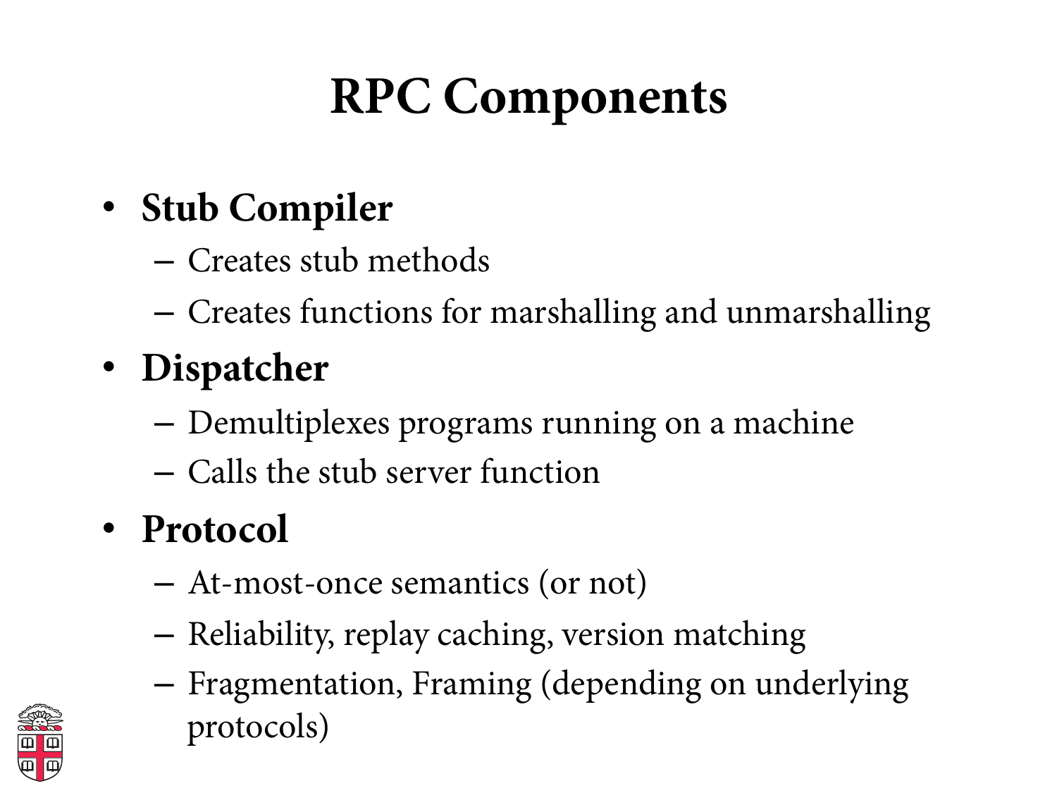# RPC Components

- **Stub Compiler**
  - Creates stub methods
  - Creates functions for marshalling and unmarshalling
- **Dispatcher**
  - Demultiplexes programs running on a machine
  - Calls the stub server function
- **Protocol**
  - At-most-once semantics (or not)
  - Reliability, replay caching, version matching
  - Fragmentation, Framing (depending on underlying protocols)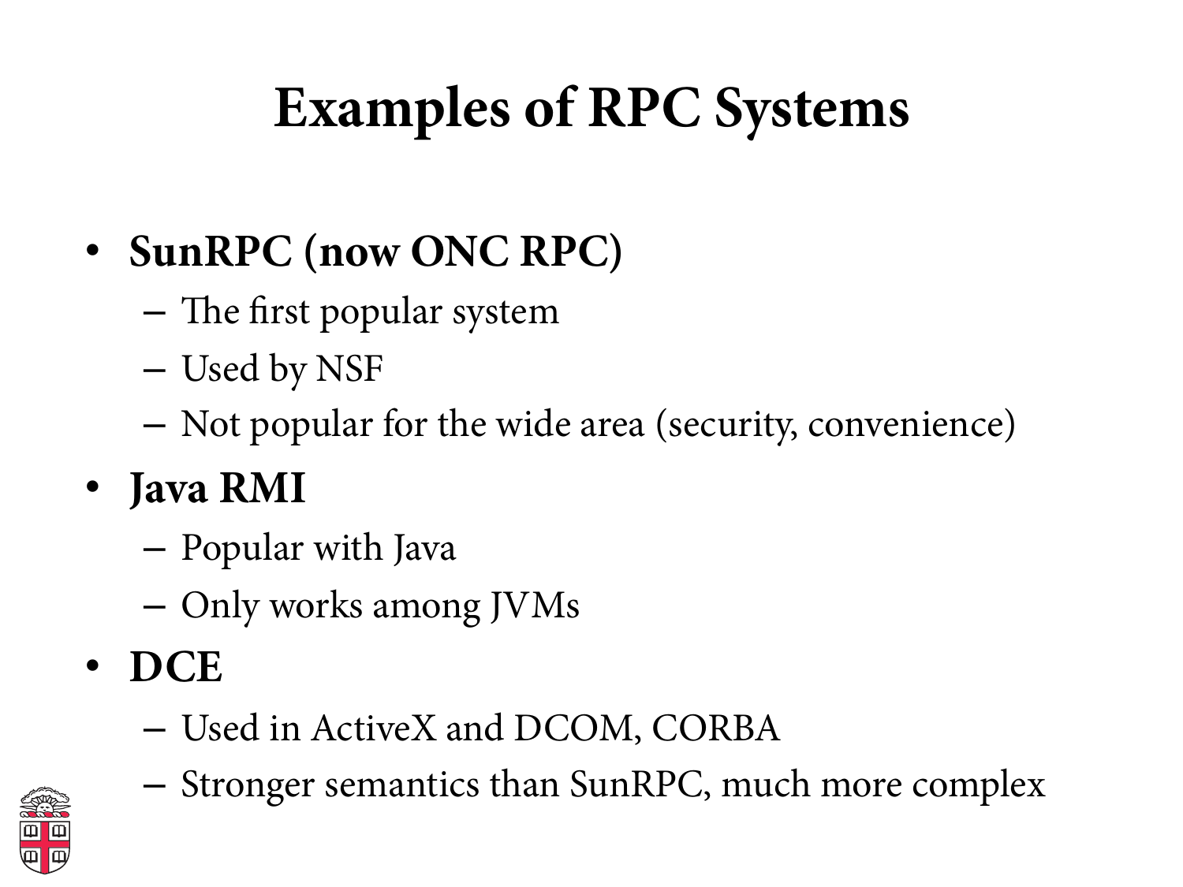# Examples of RPC Systems

- **SunRPC (now ONC RPC)**
  - The first popular system
  - Used by NSF
  - Not popular for the wide area (security, convenience)
- **Java RMI**
  - Popular with Java
  - Only works among JVMs
- **DCE**
  - Used in ActiveX and DCOM, CORBA
  - Stronger semantics than SunRPC, much more complex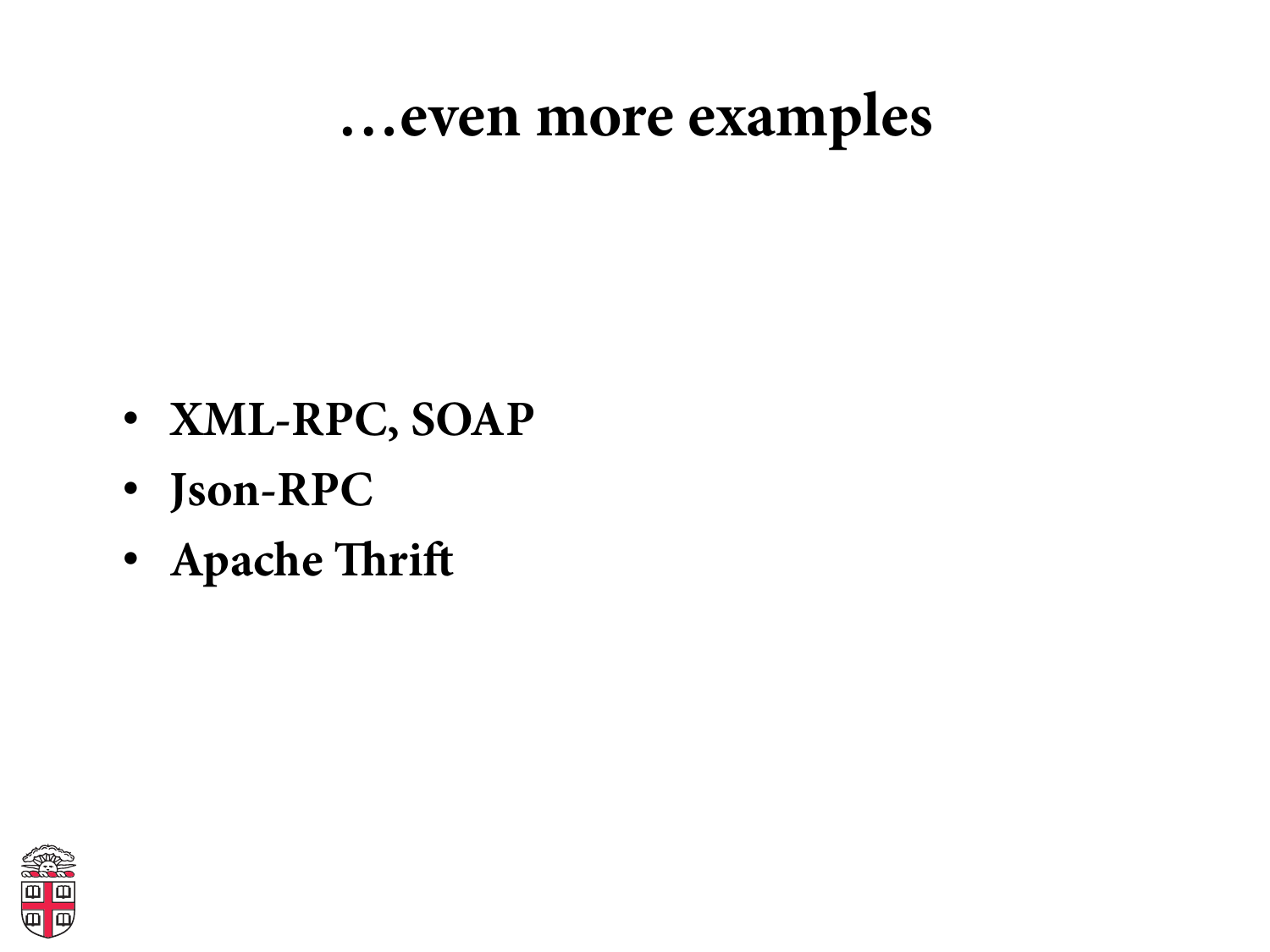# …even more examples

- XML-RPC, SOAP
- Json-RPC
- Apache Thrift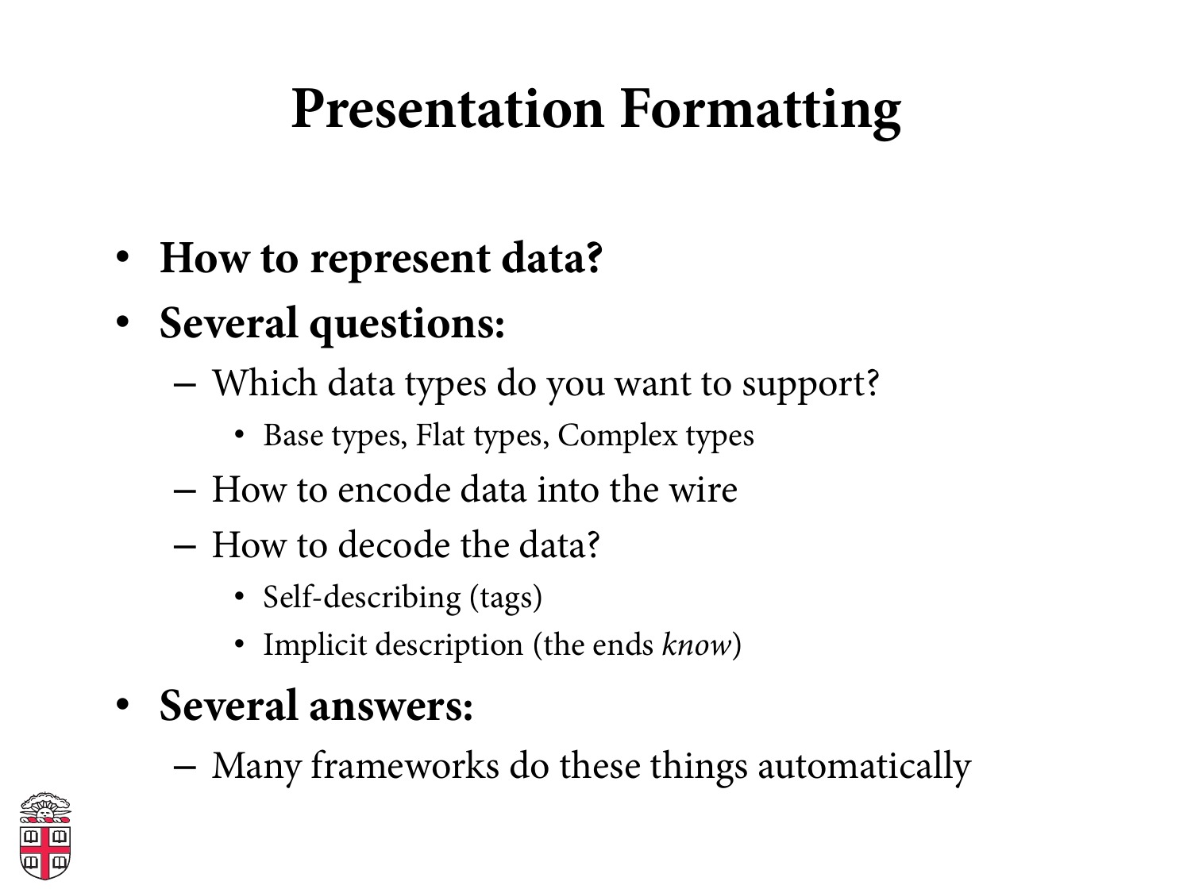# Presentation Formatting

- **How to represent data?**
- **Several questions:**
  - Which data types do you want to support?
    - Base types, Flat types, Complex types
  - How to encode data into the wire
  - How to decode the data?
    - Self-describing (tags)
    - Implicit description (the ends *know*)
- **Several answers:**
  - Many frameworks do these things automatically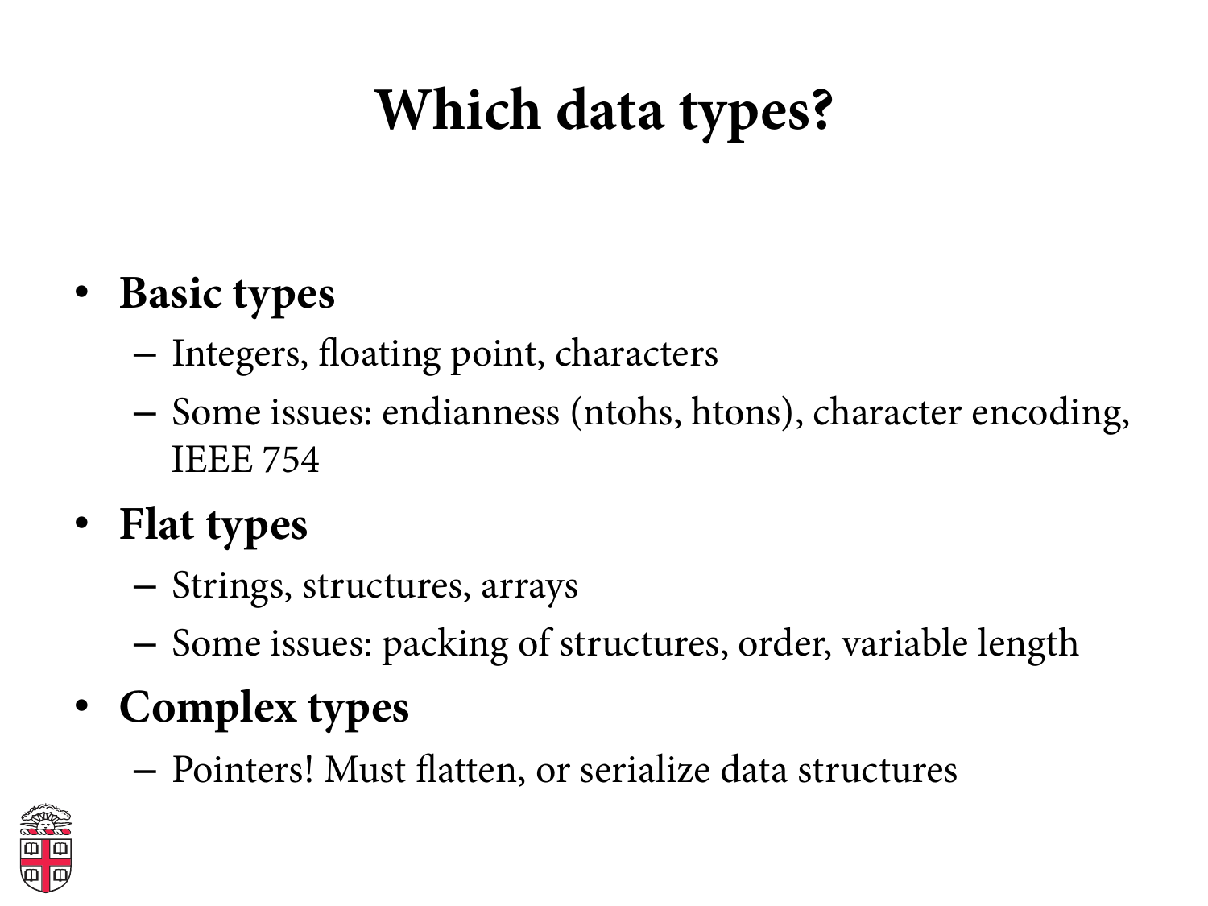# Which data types?

- **Basic types**
  - Integers, floating point, characters
  - Some issues: endianness (ntohs, htons), character encoding, IEEE 754
- **Flat types**
  - Strings, structures, arrays
  - Some issues: packing of structures, order, variable length
- **Complex types**
  - Pointers! Must flatten, or serialize data structures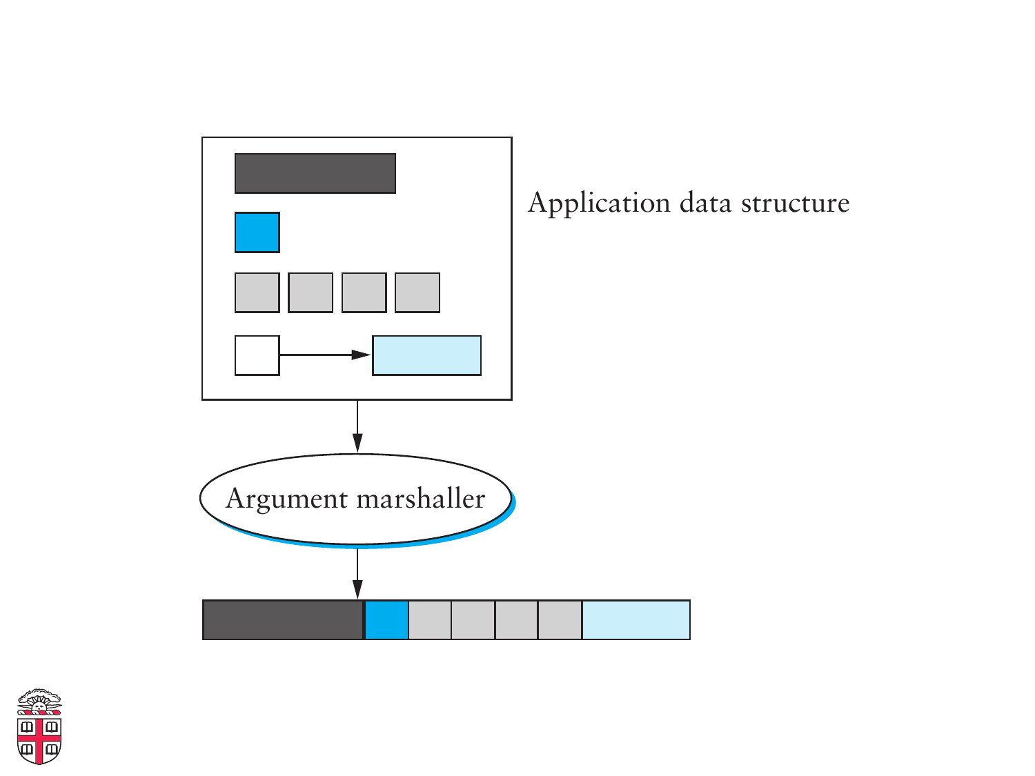Application data structure

Argument marshaller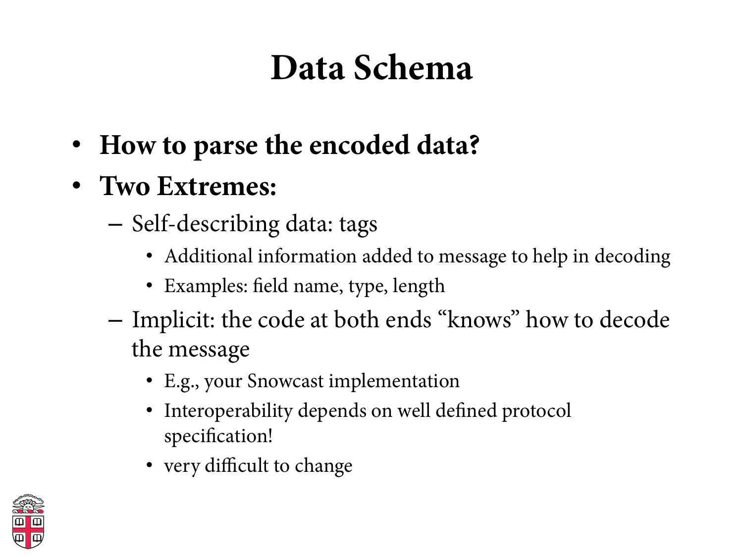# Data Schema

- **How to parse the encoded data?**
- **Two Extremes:**
  - Self-describing data: tags
    - Additional information added to message to help in decoding
    - Examples: field name, type, length
  - Implicit: the code at both ends “knows” how to decode the message
    - E.g., your Snowcast implementation
    - Interoperability depends on well defined protocol specification!
    - very difficult to change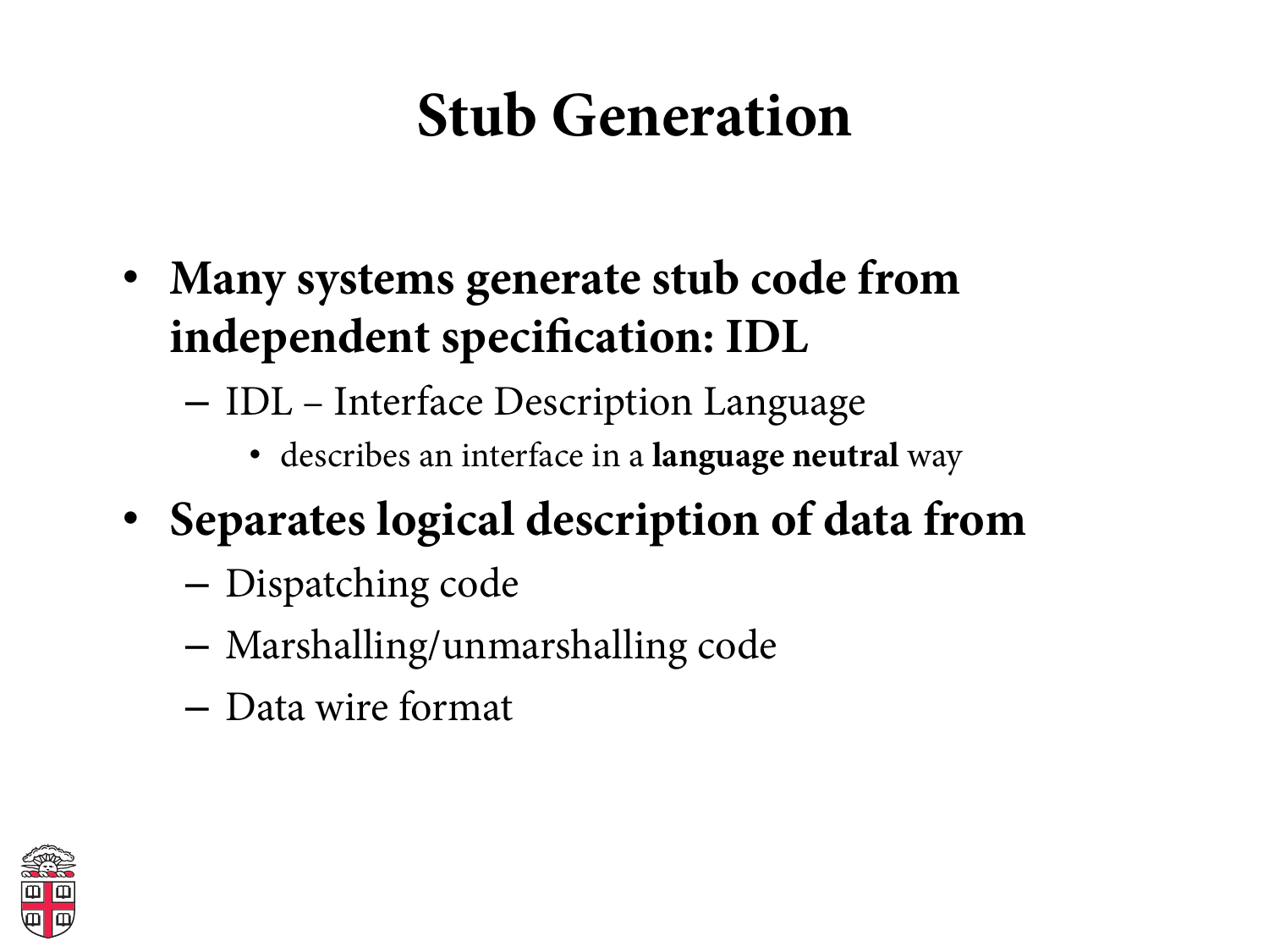# Stub Generation

- **Many systems generate stub code from independent specification: IDL**
  - IDL – Interface Description Language
    - describes an interface in a **language neutral** way
- **Separates logical description of data from**
  - Dispatching code
  - Marshalling/unmarshalling code
  - Data wire format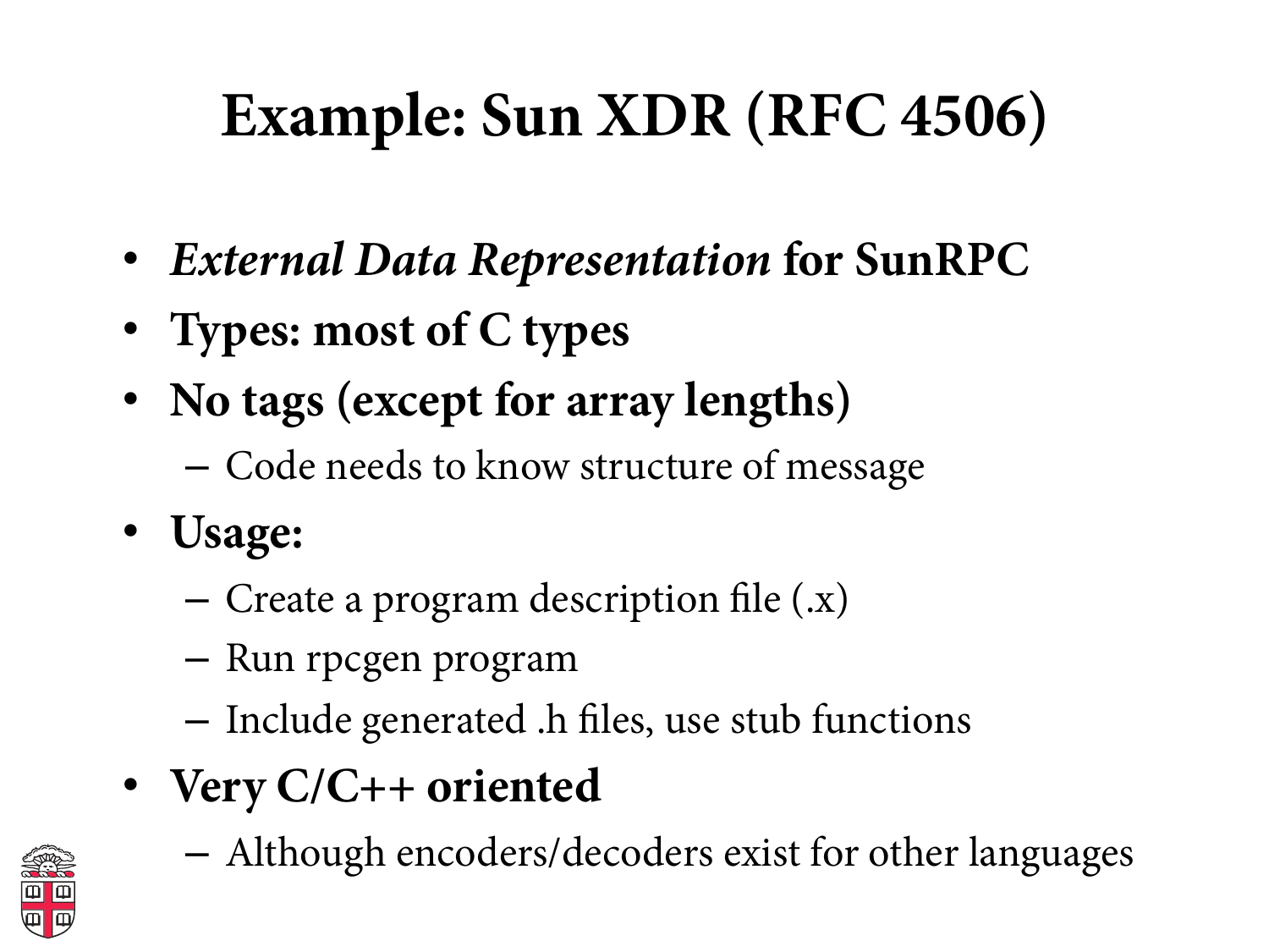# Example: Sun XDR (RFC 4506)

- ***External Data Representation* for SunRPC**
- **Types: most of C types**
- **No tags (except for array lengths)**
  - Code needs to know structure of message
- **Usage:**
  - Create a program description file (.x)
  - Run rpcgen program
  - Include generated .h files, use stub functions
- **Very C/C++ oriented**
  - Although encoders/decoders exist for other languages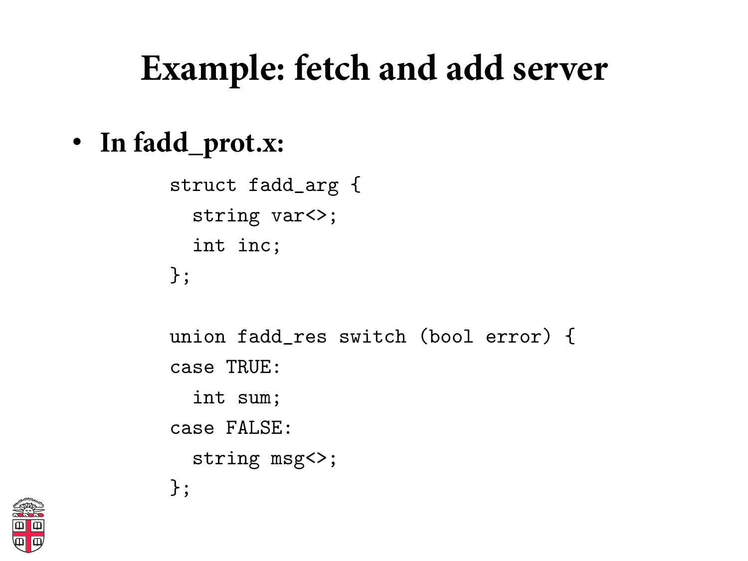# Example: fetch and add server

- **In fadd_prot.x:**

```
struct fadd_arg {
  string var<>;
  int inc;
};

union fadd_res switch (bool error) {
case TRUE:
  int sum;
case FALSE:
  string msg<>;
};
```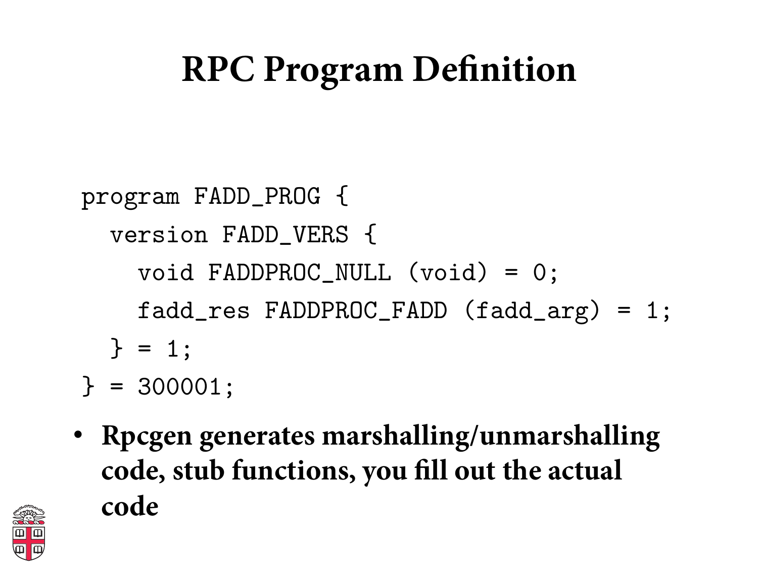# RPC Program Definition

```
program FADD_PROG {
  version FADD_VERS {
    void FADDPROC_NULL (void) = 0;
    fadd_res FADDPROC_FADD (fadd_arg) = 1;
  } = 1;
} = 300001;
```

- **Rpcgen generates marshalling/unmarshalling code, stub functions, you fill out the actual code**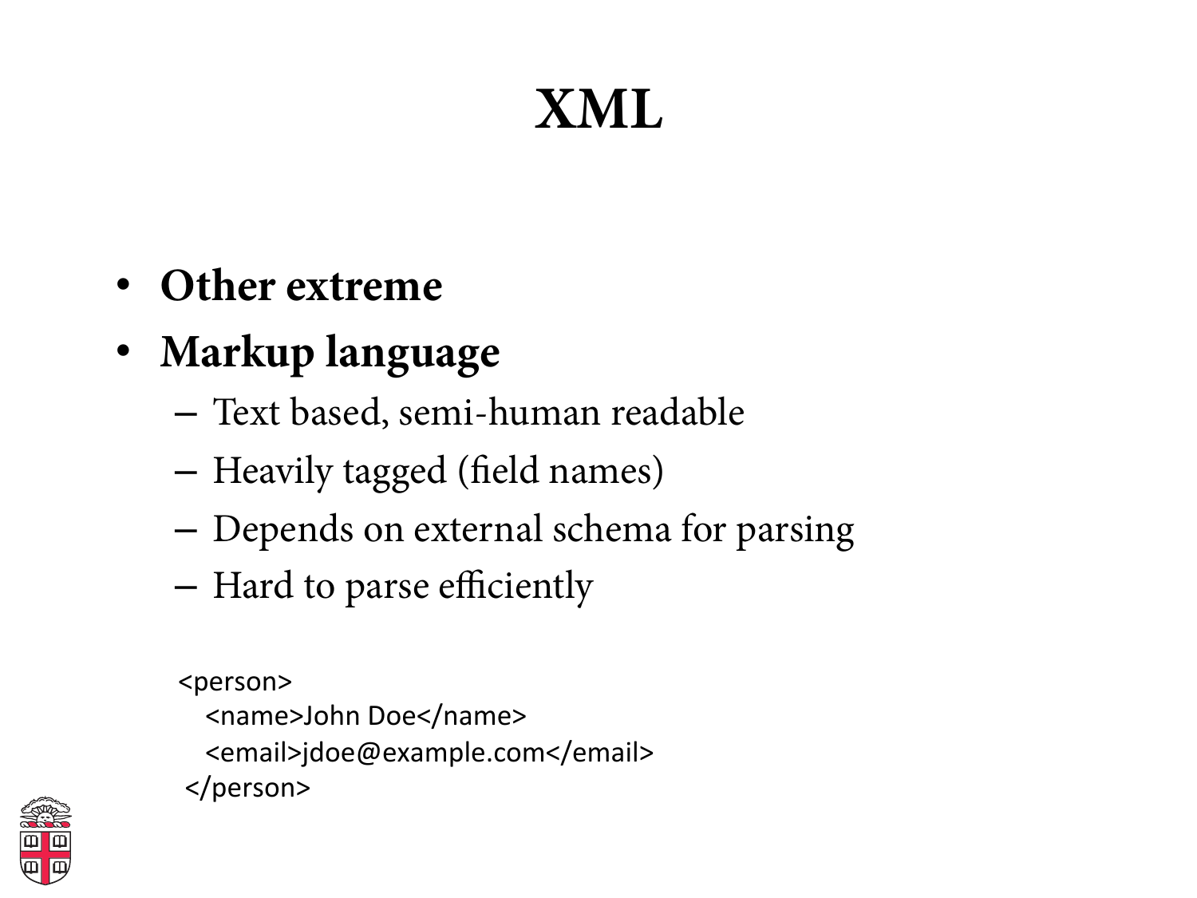# XML

- **Other extreme**
- **Markup language**
  - Text based, semi-human readable
  - Heavily tagged (field names)
  - Depends on external schema for parsing
  - Hard to parse efficiently

```
<person>
   <name>John Doe</name>
   <email>jdoe@example.com</email>
</person>
```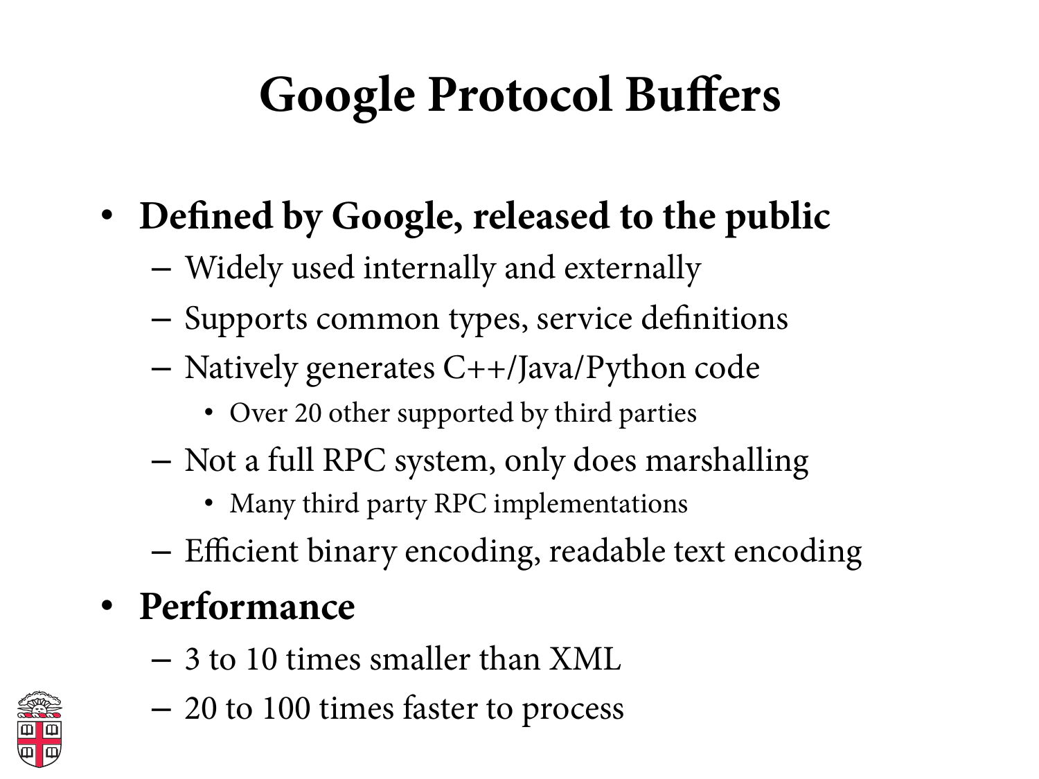# Google Protocol Buffers

- **Defined by Google, released to the public**
  - Widely used internally and externally
  - Supports common types, service definitions
  - Natively generates C++/Java/Python code
    - Over 20 other supported by third parties
  - Not a full RPC system, only does marshalling
    - Many third party RPC implementations
  - Efficient binary encoding, readable text encoding
- **Performance**
  - 3 to 10 times smaller than XML
  - 20 to 100 times faster to process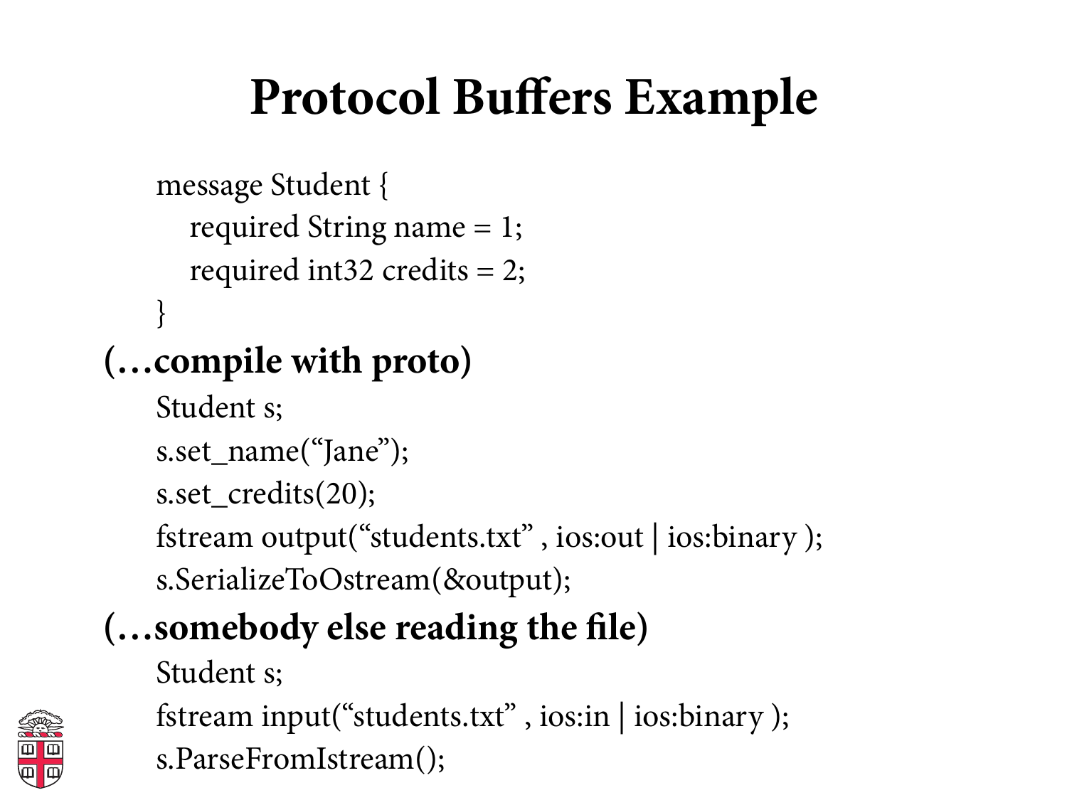# Protocol Buffers Example

```
message Student {
    required String name = 1;
    required int32 credits = 2;
}
```

**(…compile with proto)**

```
Student s;
s.set_name(“Jane”);
s.set_credits(20);
fstream output(“students.txt” , ios:out | ios:binary );
s.SerializeToOstream(&output);
```

**(…somebody else reading the file)**

```
Student s;
fstream input(“students.txt” , ios:in | ios:binary );
s.ParseFromIstream();
```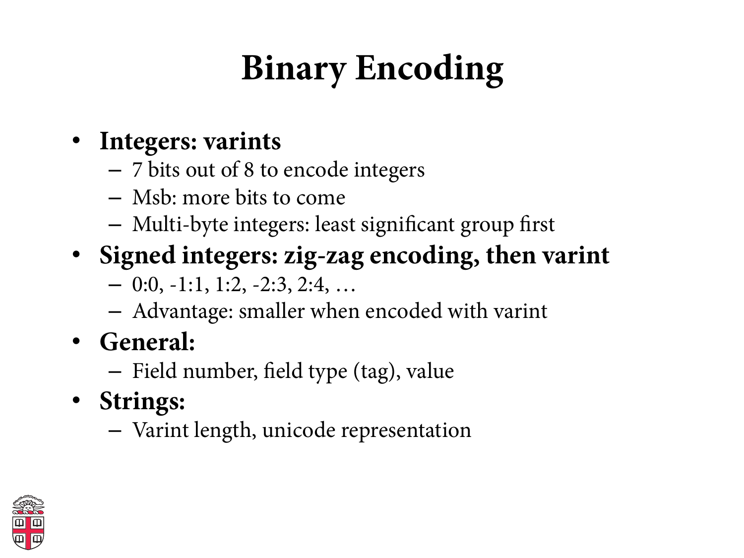# Binary Encoding

- **Integers: varints**
  - 7 bits out of 8 to encode integers
  - Msb: more bits to come
  - Multi-byte integers: least significant group first
- **Signed integers: zig-zag encoding, then varint**
  - 0:0, -1:1, 1:2, -2:3, 2:4, …
  - Advantage: smaller when encoded with varint
- **General:**
  - Field number, field type (tag), value
- **Strings:**
  - Varint length, unicode representation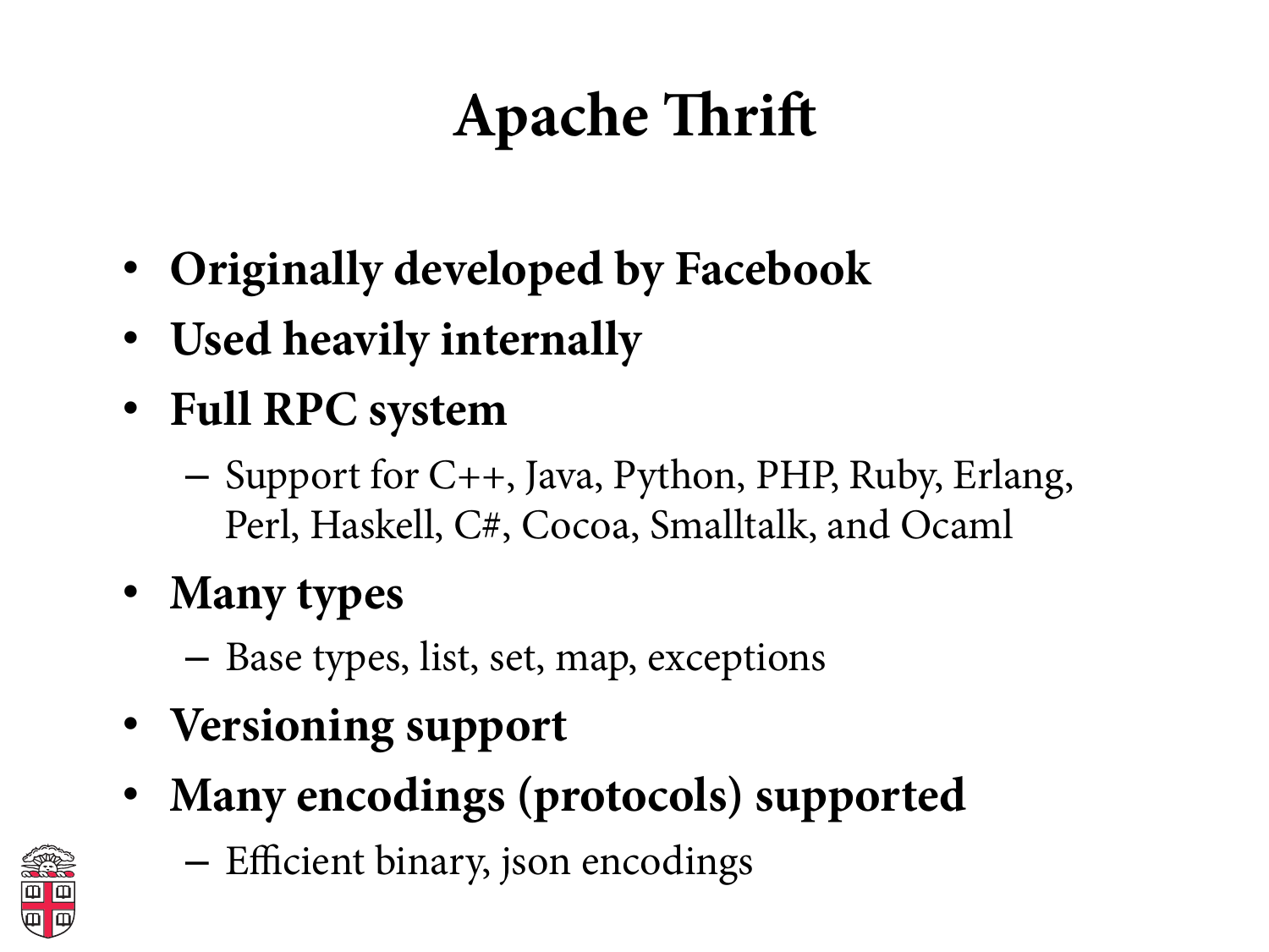# Apache Thrift

- **Originally developed by Facebook**
- **Used heavily internally**
- **Full RPC system**
  - Support for C++, Java, Python, PHP, Ruby, Erlang, Perl, Haskell, C#, Cocoa, Smalltalk, and Ocaml
- **Many types**
  - Base types, list, set, map, exceptions
- **Versioning support**
- **Many encodings (protocols) supported**
  - Efficient binary, json encodings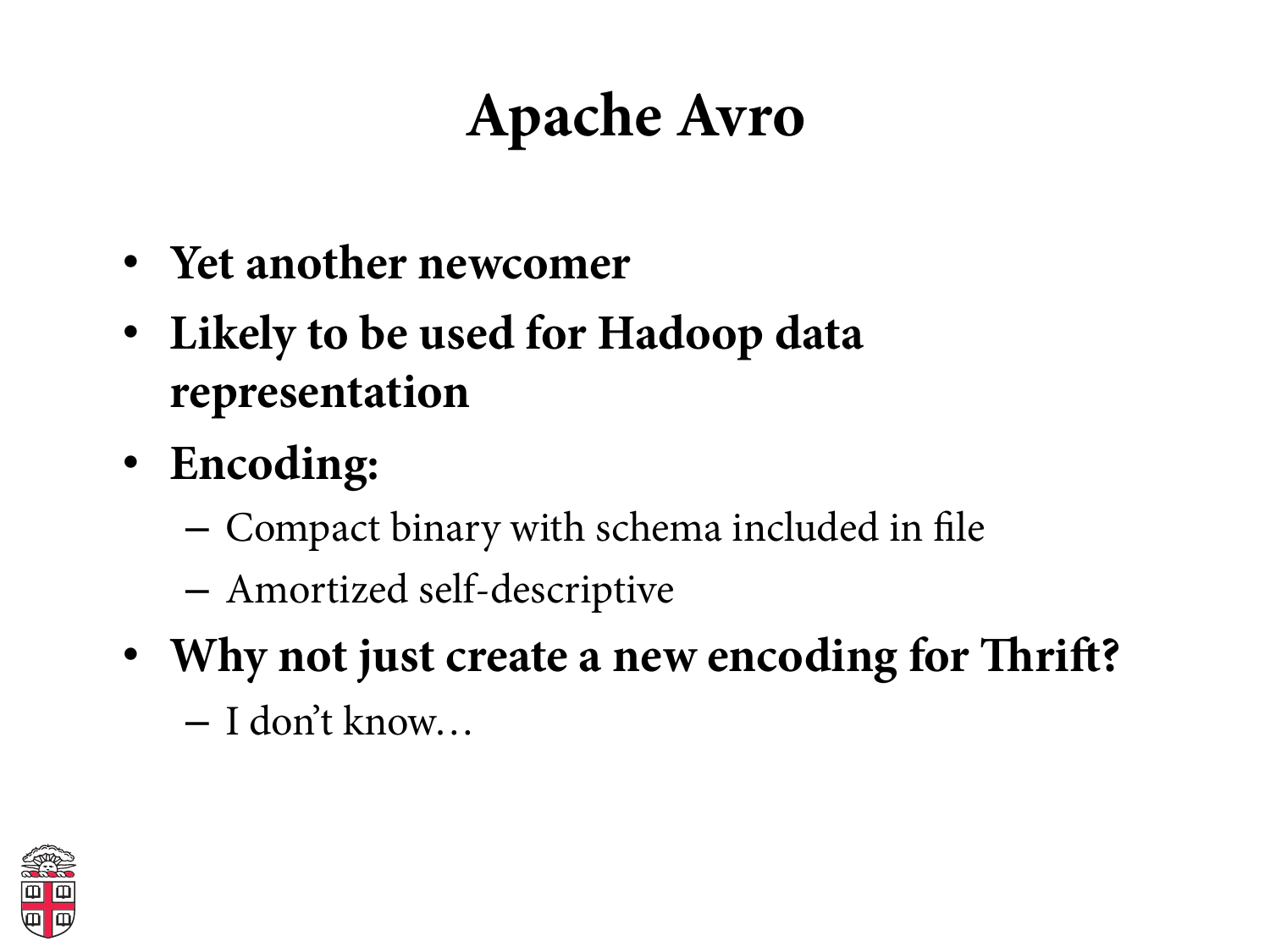# Apache Avro

- **Yet another newcomer**
- **Likely to be used for Hadoop data representation**
- **Encoding:**
  - Compact binary with schema included in file
  - Amortized self-descriptive
- **Why not just create a new encoding for Thrift?**
  - I don't know…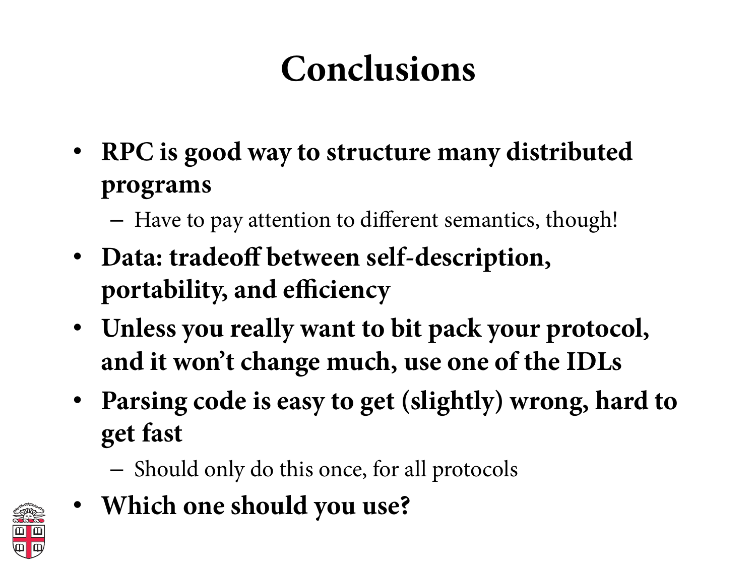# Conclusions

- **RPC is good way to structure many distributed programs**
  - Have to pay attention to different semantics, though!
- **Data: tradeoff between self-description, portability, and efficiency**
- **Unless you really want to bit pack your protocol, and it won't change much, use one of the IDLs**
- **Parsing code is easy to get (slightly) wrong, hard to get fast**
  - Should only do this once, for all protocols
- **Which one should you use?**